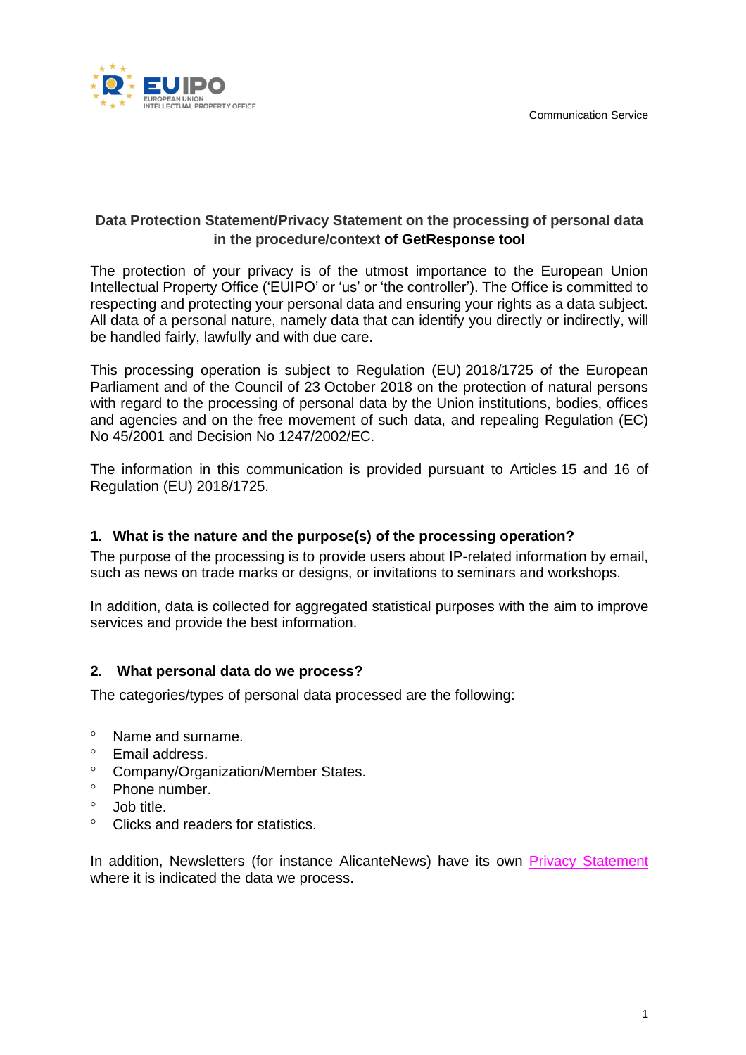Communication Service

**Data Protection Statement/Privacy Statement on the processing of personal data in the procedure/context of GetResponse tool**

The protection of your privacy is of the utmost importance to the European Union Intellectual Property Office ('EUIPO' or 'us' or 'the controller'). The Office is committed to respecting and protecting your personal data and ensuring your rights as a data subject. All data of a personal nature, namely data that can identify you directly or indirectly, will be handled fairly, lawfully and with due care.

This processing operation is subject to Regulation (EU) 2018/1725 of the European Parliament and of the Council of 23 October 2018 on the protection of natural persons with regard to the processing of personal data by the Union institutions, bodies, offices and agencies and on the free movement of such data, and repealing Regulation (EC) No 45/2001 and Decision No 1247/2002/EC.

The information in this communication is provided pursuant to Articles 15 and 16 of Regulation (EU) 2018/1725.

## 1. What is the nature and the purpose(s) of the processing operation?

The purpose of the processing is to provide users about IP-related information by email, such as news on trade marks or designs, or invitations to seminars and workshops.

In addition, data is collected for aggregated statistical purposes with the aim to improve services and provide the best information.

## 2. What personal data do we process?

The categories/types of personal data processed are the following:

- Name and surname.
- Email address.
- Company/Organization/Member States.
- Phone number.
- Job title.
- Clicks and readers for statistics.

In addition, Newsletters (for instance AlicanteNews) have its own Privacy Statement where it is indicated the data we process.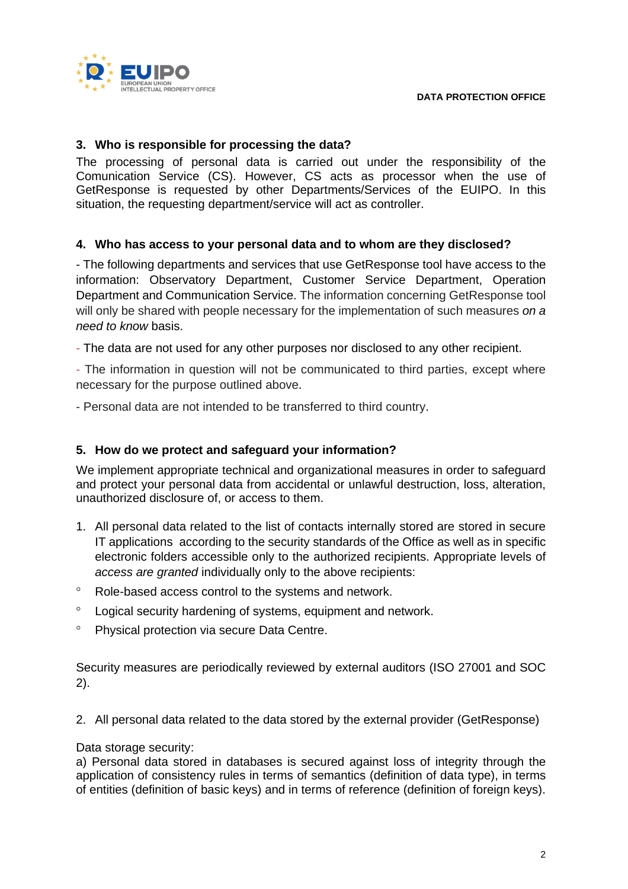## 3. Who is responsible for processing the data?

The processing of personal data is carried out under the responsibility of the Comunication Service (CS). However, CS acts as processor when the use of GetResponse is requested by other Departments/Services of the EUIPO. In this situation, the requesting department/service will act as controller.

## 4. Who has access to your personal data and to whom are they disclosed?

- The following departments and services that use GetResponse tool have access to the information: Observatory Department, Customer Service Department, Operation Department and Communication Service. The information concerning GetResponse tool will only be shared with people necessary for the implementation of such measures *on a need to know* basis.

- The data are not used for any other purposes nor disclosed to any other recipient.

- The information in question will not be communicated to third parties, except where necessary for the purpose outlined above.

- Personal data are not intended to be transferred to third country.

## 5. How do we protect and safeguard your information?

We implement appropriate technical and organizational measures in order to safeguard and protect your personal data from accidental or unlawful destruction, loss, alteration, unauthorized disclosure of, or access to them.

1. All personal data related to the list of contacts internally stored are stored in secure IT applications according to the security standards of the Office as well as in specific electronic folders accessible only to the authorized recipients. Appropriate levels of *access are granted* individually only to the above recipients:

- Role-based access control to the systems and network.
- Logical security hardening of systems, equipment and network.
- Physical protection via secure Data Centre.

Security measures are periodically reviewed by external auditors (ISO 27001 and SOC 2).

2. All personal data related to the data stored by the external provider (GetResponse)

Data storage security:
a) Personal data stored in databases is secured against loss of integrity through the application of consistency rules in terms of semantics (definition of data type), in terms of entities (definition of basic keys) and in terms of reference (definition of foreign keys).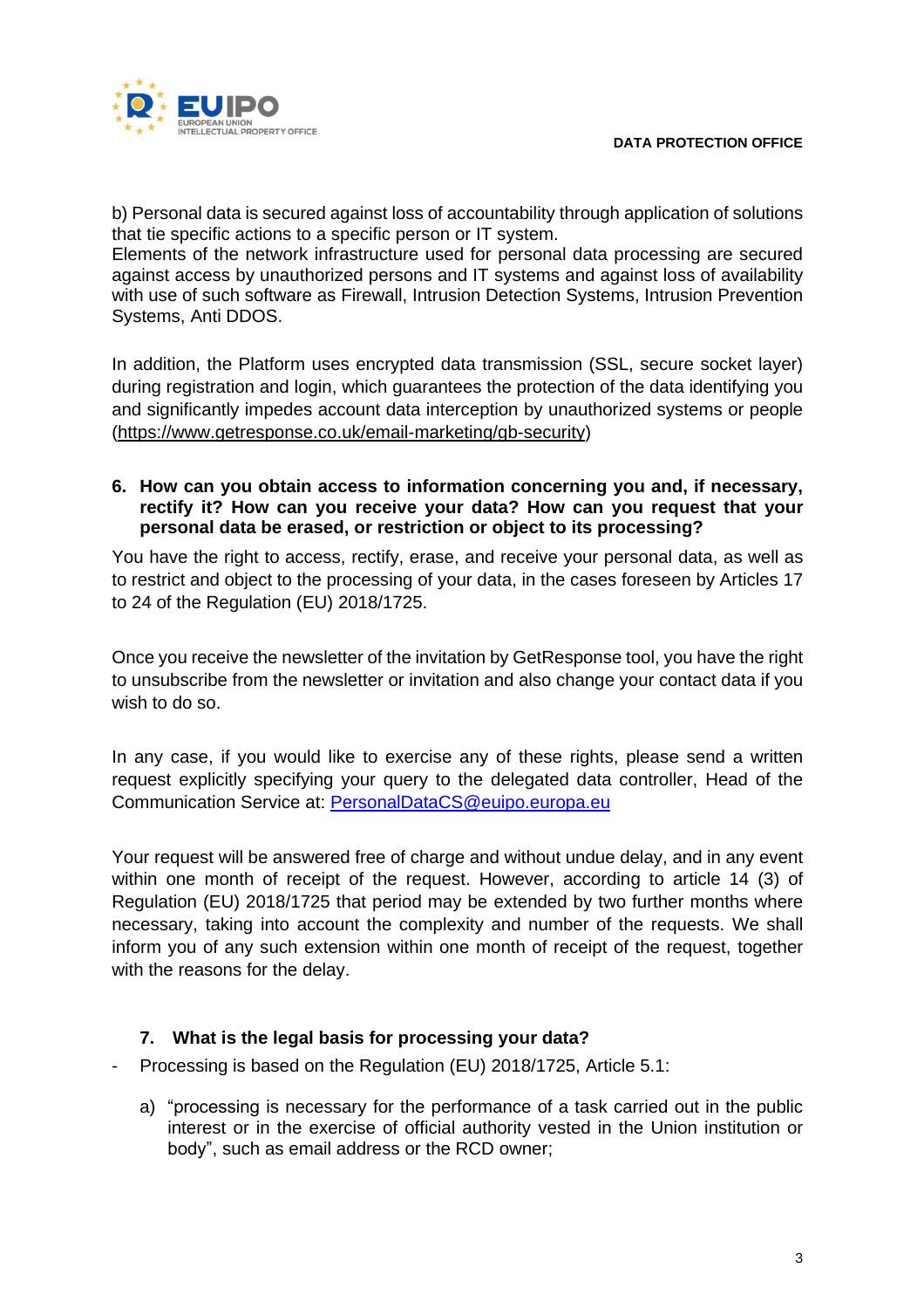b) Personal data is secured against loss of accountability through application of solutions that tie specific actions to a specific person or IT system.
Elements of the network infrastructure used for personal data processing are secured against access by unauthorized persons and IT systems and against loss of availability with use of such software as Firewall, Intrusion Detection Systems, Intrusion Prevention Systems, Anti DDOS.

In addition, the Platform uses encrypted data transmission (SSL, secure socket layer) during registration and login, which guarantees the protection of the data identifying you and significantly impedes account data interception by unauthorized systems or people (https://www.getresponse.co.uk/email-marketing/gb-security)

## 6. How can you obtain access to information concerning you and, if necessary, rectify it? How can you receive your data? How can you request that your personal data be erased, or restriction or object to its processing?

You have the right to access, rectify, erase, and receive your personal data, as well as to restrict and object to the processing of your data, in the cases foreseen by Articles 17 to 24 of the Regulation (EU) 2018/1725.

Once you receive the newsletter of the invitation by GetResponse tool, you have the right to unsubscribe from the newsletter or invitation and also change your contact data if you wish to do so.

In any case, if you would like to exercise any of these rights, please send a written request explicitly specifying your query to the delegated data controller, Head of the Communication Service at: PersonalDataCS@euipo.europa.eu

Your request will be answered free of charge and without undue delay, and in any event within one month of receipt of the request. However, according to article 14 (3) of Regulation (EU) 2018/1725 that period may be extended by two further months where necessary, taking into account the complexity and number of the requests. We shall inform you of any such extension within one month of receipt of the request, together with the reasons for the delay.

## 7. What is the legal basis for processing your data?

- Processing is based on the Regulation (EU) 2018/1725, Article 5.1:

  a) "processing is necessary for the performance of a task carried out in the public interest or in the exercise of official authority vested in the Union institution or body", such as email address or the RCD owner;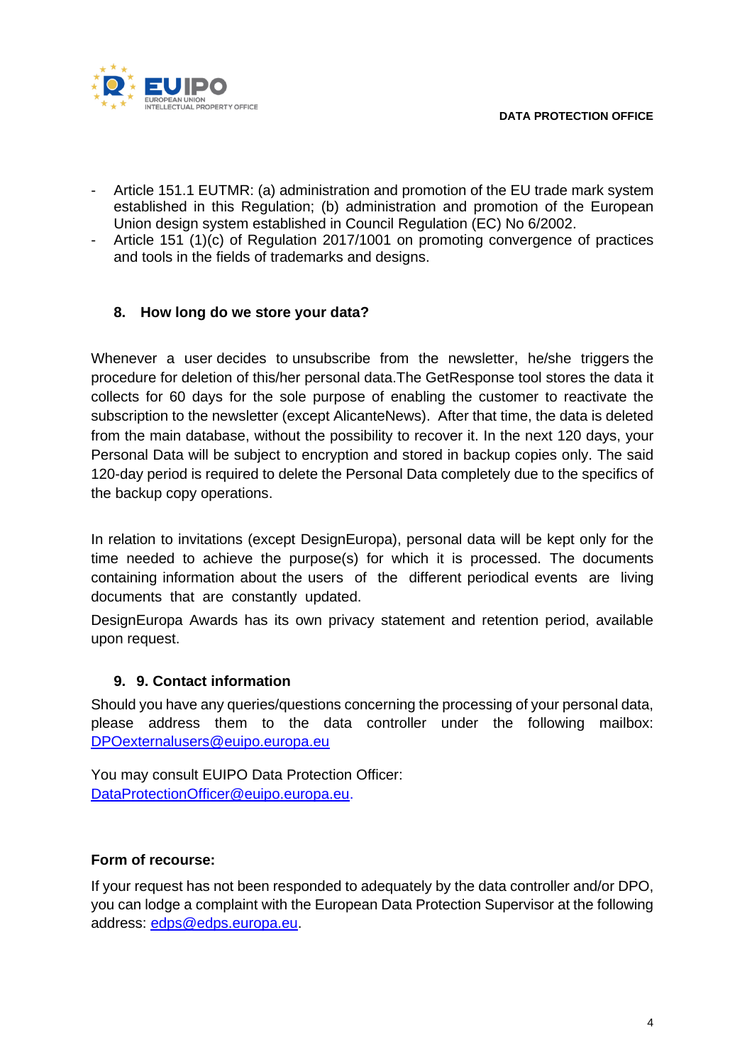- Article 151.1 EUTMR: (a) administration and promotion of the EU trade mark system established in this Regulation; (b) administration and promotion of the European Union design system established in Council Regulation (EC) No 6/2002.
- Article 151 (1)(c) of Regulation 2017/1001 on promoting convergence of practices and tools in the fields of trademarks and designs.

## 8. How long do we store your data?

Whenever a user decides to unsubscribe from the newsletter, he/she triggers the procedure for deletion of this/her personal data.The GetResponse tool stores the data it collects for 60 days for the sole purpose of enabling the customer to reactivate the subscription to the newsletter (except AlicanteNews). After that time, the data is deleted from the main database, without the possibility to recover it. In the next 120 days, your Personal Data will be subject to encryption and stored in backup copies only. The said 120-day period is required to delete the Personal Data completely due to the specifics of the backup copy operations.

In relation to invitations (except DesignEuropa), personal data will be kept only for the time needed to achieve the purpose(s) for which it is processed. The documents containing information about the users of the different periodical events are living documents that are constantly updated.

DesignEuropa Awards has its own privacy statement and retention period, available upon request.

## 9. 9. Contact information

Should you have any queries/questions concerning the processing of your personal data, please address them to the data controller under the following mailbox: DPOexternalusers@euipo.europa.eu

You may consult EUIPO Data Protection Officer: DataProtectionOfficer@euipo.europa.eu.

**Form of recourse:**

If your request has not been responded to adequately by the data controller and/or DPO, you can lodge a complaint with the European Data Protection Supervisor at the following address: edps@edps.europa.eu.